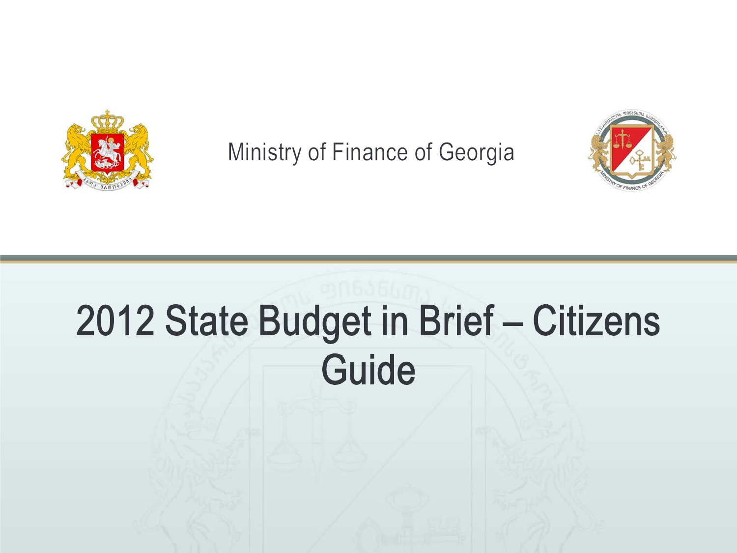Ministry of Finance of Georgia

# 2012 State Budget in Brief – Citizens Guide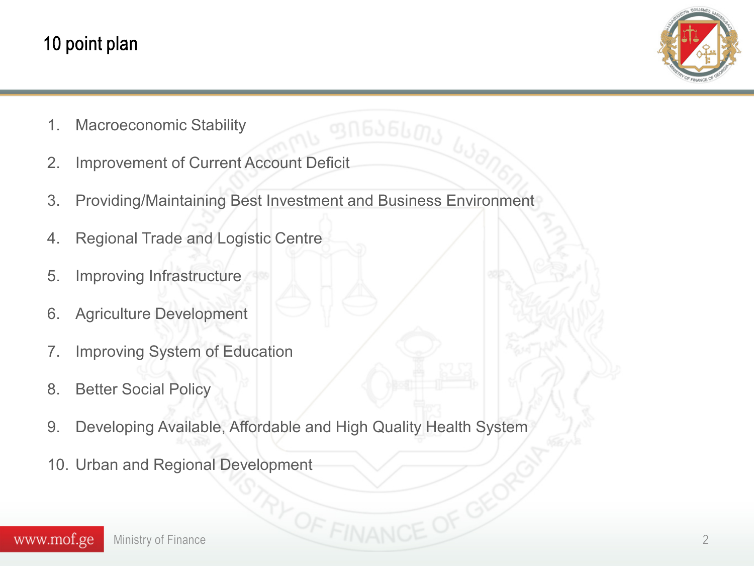# 10 point plan

1. Macroeconomic Stability
2. Improvement of Current Account Deficit
3. Providing/Maintaining Best Investment and Business Environment
4. Regional Trade and Logistic Centre
5. Improving Infrastructure
6. Agriculture Development
7. Improving System of Education
8. Better Social Policy
9. Developing Available, Affordable and High Quality Health System
10. Urban and Regional Development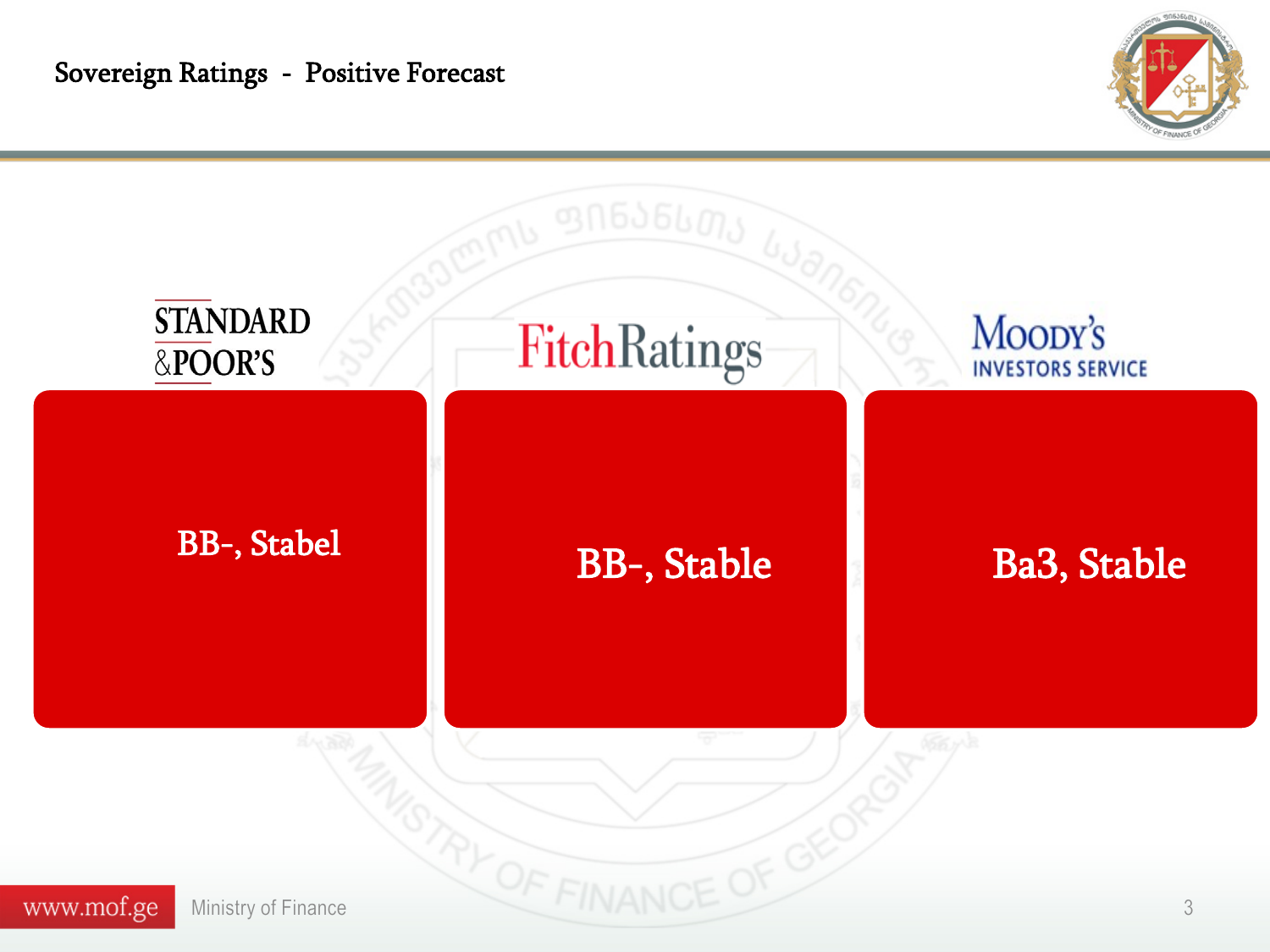# Sovereign Ratings - Positive Forecast

| STANDARD & POOR'S | FitchRatings | MOODY'S INVESTORS SERVICE |
|---|---|---|
| BB-, Stabel | BB-, Stable | Ba3, Stable |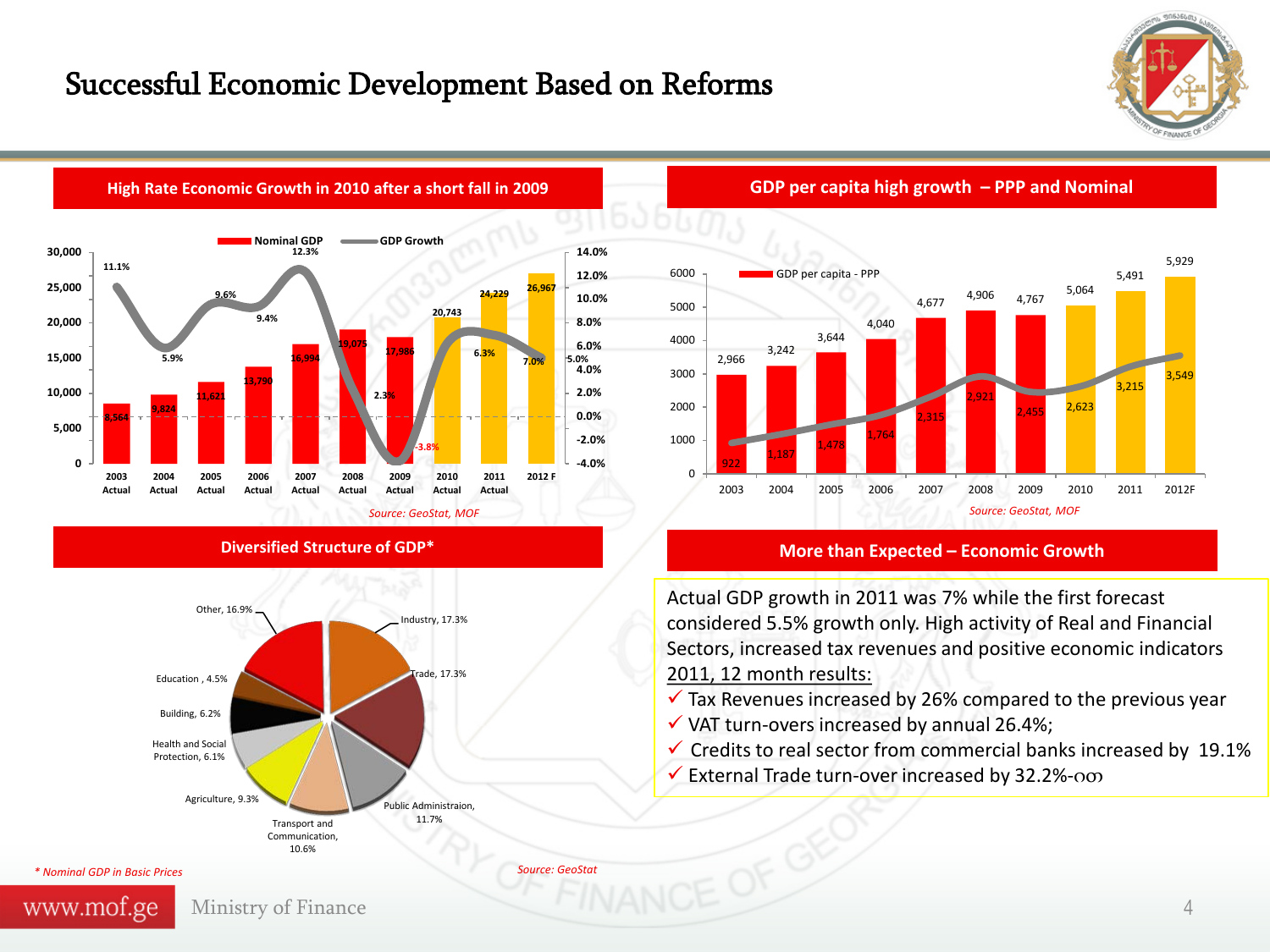# Successful Economic Development Based on Reforms

## High Rate Economic Growth in 2010 after a short fall in 2009

| Year | Nominal GDP | GDP Growth |
|---|---|---|
| 2003 Actual | 8,564 | 11.1% |
| 2004 Actual | 9,824 | 5.9% |
| 2005 Actual | 11,621 | 9.6% |
| 2006 Actual | 13,790 | 9.4% |
| 2007 Actual | 16,994 | 12.3% |
| 2008 Actual | 19,075 | 2.3% |
| 2009 Actual | 17,986 | -3.8% |
| 2010 Actual | 20,743 | 6.3% |
| 2011 Actual | 24,229 | 7.0% |
| 2012 F | 26,967 | 5.0% |

*Source: GeoStat, MOF*

## GDP per capita high growth – PPP and Nominal

| Year | GDP per capita - PPP | GDP per capita - Nominal |
|---|---|---|
| 2003 | 2,966 | 922 |
| 2004 | 3,242 | 1,187 |
| 2005 | 3,644 | 1,478 |
| 2006 | 4,040 | 1,764 |
| 2007 | 4,677 | 2,315 |
| 2008 | 4,906 | 2,921 |
| 2009 | 4,767 | 2,455 |
| 2010 | 5,064 | 2,623 |
| 2011 | 5,491 | 3,215 |
| 2012F | 5,929 | 3,549 |

*Source: GeoStat, MOF*

## Diversified Structure of GDP*

| Sector | Share |
|---|---|
| Industry | 17.3% |
| Trade | 17.3% |
| Public Administraion | 11.7% |
| Transport and Communication | 10.6% |
| Agriculture | 9.3% |
| Health and Social Protection | 6.1% |
| Building | 6.2% |
| Education | 4.5% |
| Other | 16.9% |

*\* Nominal GDP in Basic Prices*

*Source: GeoStat*

## More than Expected – Economic Growth

Actual GDP growth in 2011 was 7% while the first forecast considered 5.5% growth only. High activity of Real and Financial Sectors, increased tax revenues and positive economic indicators 2011, 12 month results:

- ✓ Tax Revenues increased by 26% compared to the previous year
- ✓ VAT turn-overs increased by annual 26.4%;
- ✓ Credits to real sector from commercial banks increased by 19.1%
- ✓ External Trade turn-over increased by 32.2%-ით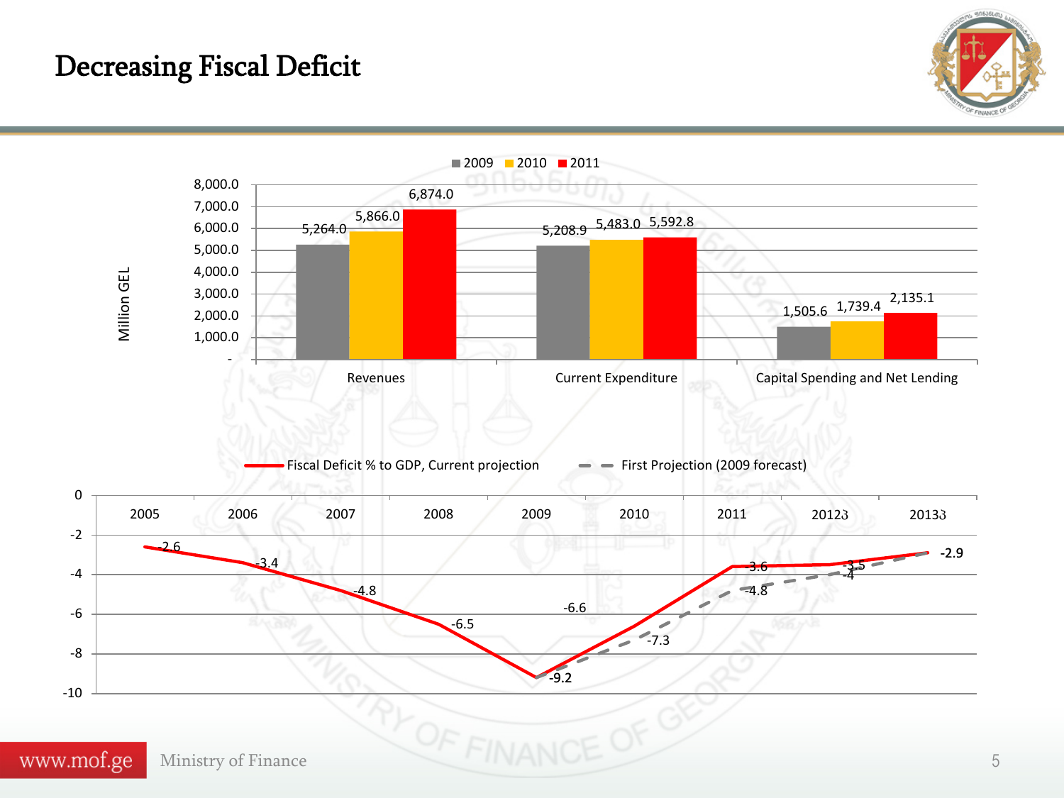# Decreasing Fiscal Deficit

Million GEL

| | 2009 | 2010 | 2011 |
|---|---|---|---|
| Revenues | 5,264.0 | 5,866.0 | 6,874.0 |
| Current Expenditure | 5,208.9 | 5,483.0 | 5,592.8 |
| Capital Spending and Net Lending | 1,505.6 | 1,739.4 | 2,135.1 |

| | 2005 | 2006 | 2007 | 2008 | 2009 | 2010 | 2011 | 2012з | 2013з |
|---|---|---|---|---|---|---|---|---|---|
| Fiscal Deficit % to GDP, Current projection | -2.6 | -3.4 | -4.8 | -6.5 | -9.2 | -6.6 | -3.6 | -3.5 | -2.9 |
| First Projection (2009 forecast) | | | | | -9.2 | -7.3 | -4.8 | -4 | -2.9 |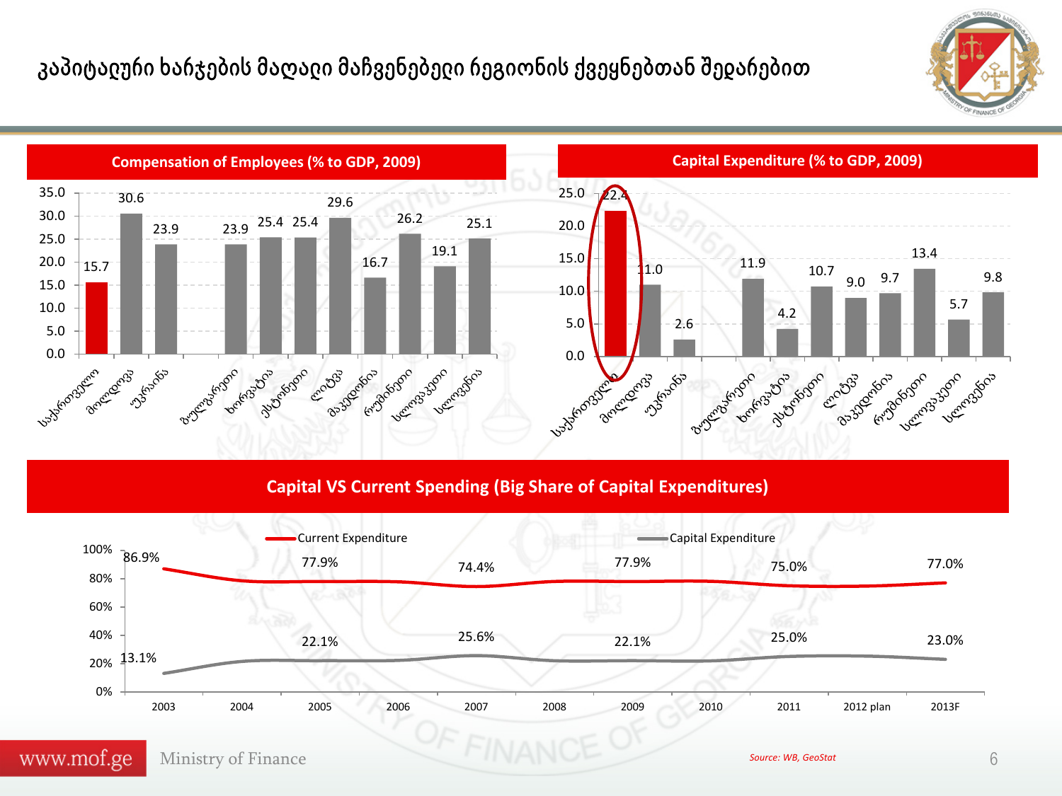# კაპიტალური ხარჯების მაღალი მაჩვენებელი რეგიონის ქვეყნებთან შედარებით

## Compensation of Employees (% to GDP, 2009)

| Country | % to GDP |
|---|---|
| საქართველო | 15.7 |
| მოლდოვა | 30.6 |
| უკრაინა | 23.9 |
| ბულგარეთი | 23.9 |
| ხორვატია | 25.4 |
| ესტონეთი | 25.4 |
| ლიტვა | 29.6 |
| მაკედონია | 16.7 |
| რუმინეთი | 26.2 |
| სლოვაკეთი | 19.1 |
| სლოვენია | 25.1 |

## Capital Expenditure (% to GDP, 2009)

| Country | % to GDP |
|---|---|
| საქართველო | 22.4 |
| მოლდოვა | 11.0 |
| უკრაინა | 2.6 |
| ბულგარეთი | 11.9 |
| ხორვატია | 4.2 |
| ესტონეთი | 10.7 |
| ლიტვა | 9.0 |
| მაკედონია | 9.7 |
| რუმინეთი | 13.4 |
| სლოვაკეთი | 5.7 |
| სლოვენია | 9.8 |

## Capital VS Current Spending (Big Share of Capital Expenditures)

| Year | Current Expenditure | Capital Expenditure |
|---|---|---|
| 2003 | 86.9% | 13.1% |
| 2005 | 77.9% | 22.1% |
| 2007 | 74.4% | 25.6% |
| 2009 | 77.9% | 22.1% |
| 2011 | 75.0% | 25.0% |
| 2013F | 77.0% | 23.0% |

*Source: WB, GeoStat*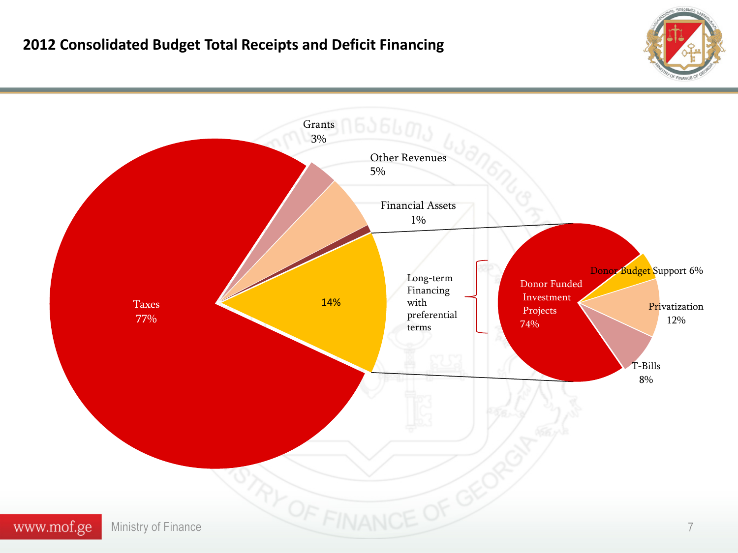## 2012 Consolidated Budget Total Receipts and Deficit Financing

| Total Receipts | Share |
|---|---|
| Taxes | 77% |
| Grants | 3% |
| Other Revenues | 5% |
| Financial Assets | 1% |
| Long-term Financing with preferential terms | 14% |

| Long-term Financing with preferential terms | Share |
|---|---|
| Donor Funded Investment Projects | 74% |
| Donor Budget Support | 6% |
| Privatization | 12% |
| T-Bills | 8% |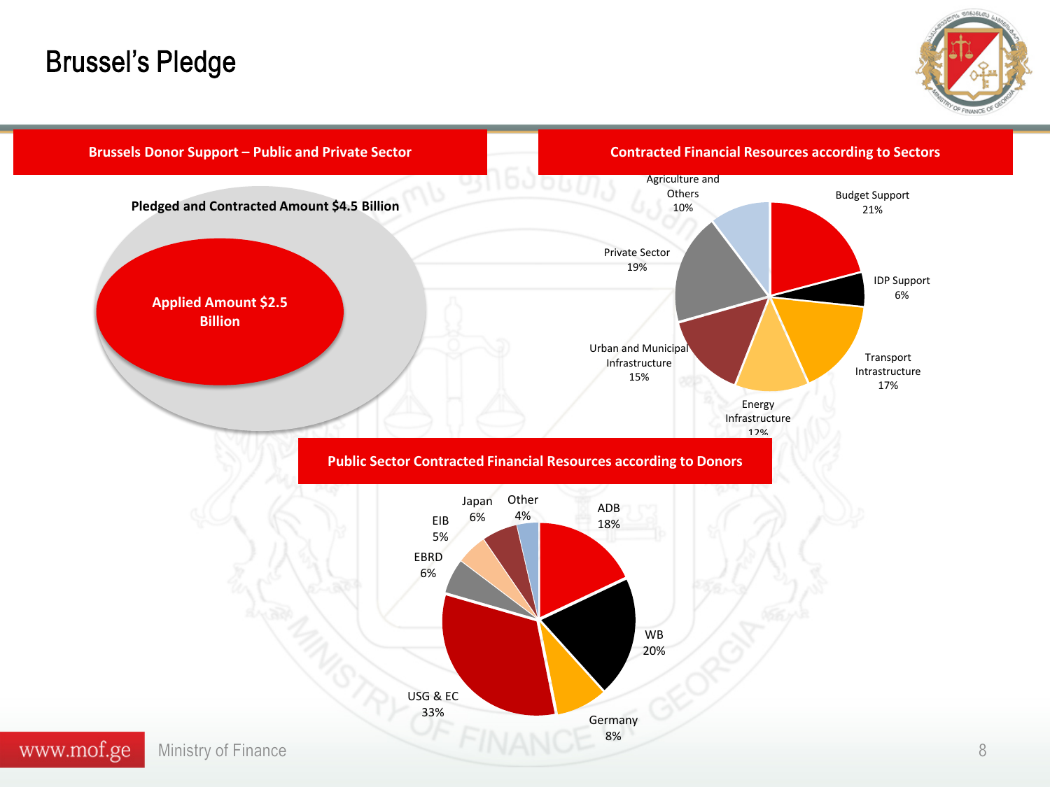# Brussel's Pledge

## Brussels Donor Support – Public and Private Sector

**Pledged and Contracted Amount $4.5 Billion**

**Applied Amount $2.5 Billion**

## Contracted Financial Resources according to Sectors

| Sector | Share |
|---|---|
| Budget Support | 21% |
| IDP Support | 6% |
| Transport Intrastructure | 17% |
| Energy Infrastructure | 12% |
| Urban and Municipal Infrastructure | 15% |
| Private Sector | 19% |
| Agriculture and Others | 10% |

## Public Sector Contracted Financial Resources according to Donors

| Donor | Share |
|---|---|
| ADB | 18% |
| WB | 20% |
| Germany | 8% |
| USG & EC | 33% |
| EBRD | 6% |
| EIB | 5% |
| Japan | 6% |
| Other | 4% |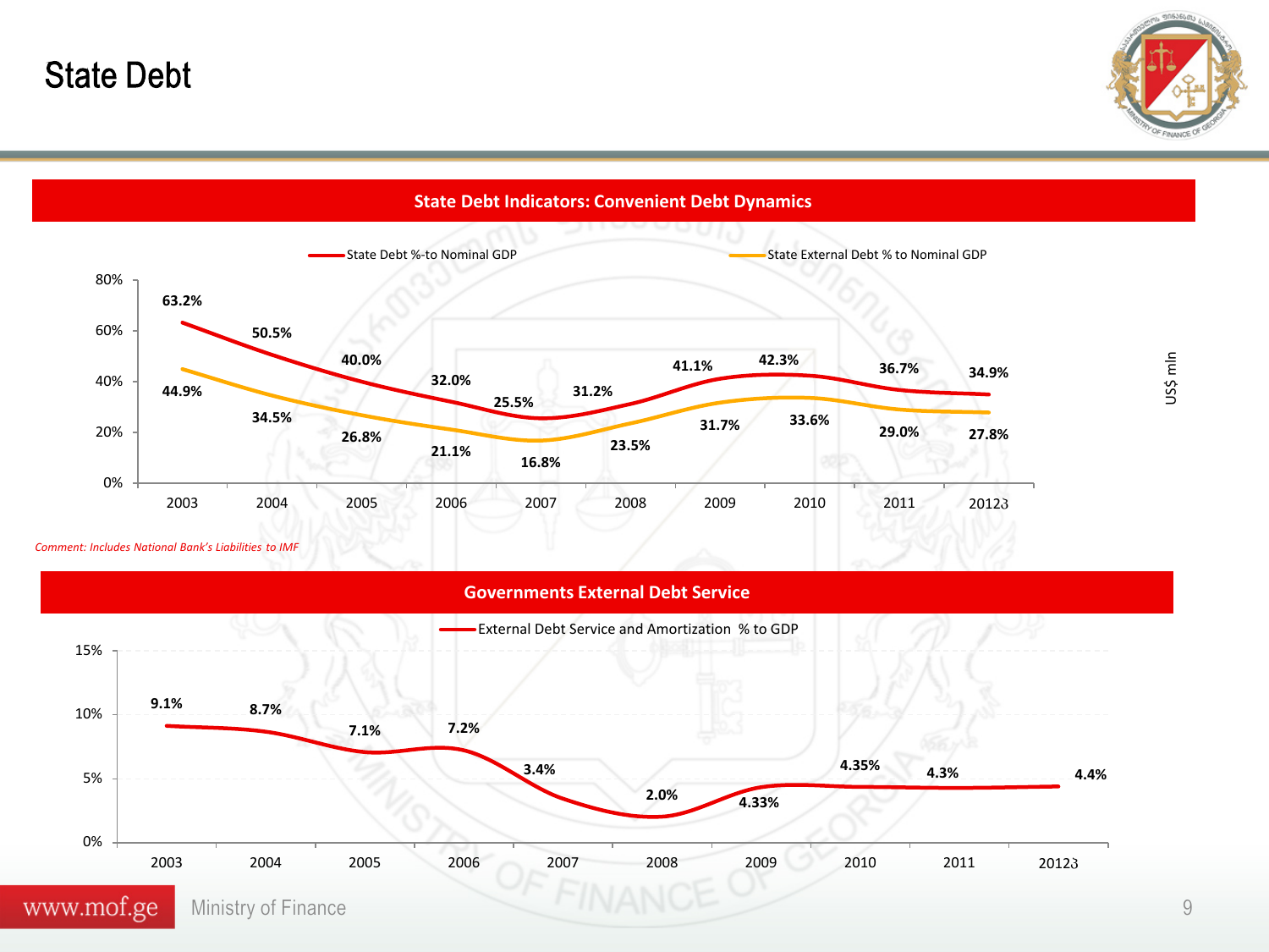# State Debt

## State Debt Indicators: Convenient Debt Dynamics

| Year | State Debt %-to Nominal GDP | State External Debt % to Nominal GDP |
|---|---|---|
| 2003 | 63.2% | 44.9% |
| 2004 | 50.5% | 34.5% |
| 2005 | 40.0% | 26.8% |
| 2006 | 32.0% | 21.1% |
| 2007 | 25.5% | 16.8% |
| 2008 | 31.2% | 23.5% |
| 2009 | 41.1% | 31.7% |
| 2010 | 42.3% | 33.6% |
| 2011 | 36.7% | 29.0% |
| 2012ბ | 34.9% | 27.8% |

*Comment: Includes National Bank's Liabilities to IMF*

## Governments External Debt Service

| Year | External Debt Service and Amortization % to GDP |
|---|---|
| 2003 | 9.1% |
| 2004 | 8.7% |
| 2005 | 7.1% |
| 2006 | 7.2% |
| 2007 | 3.4% |
| 2008 | 2.0% |
| 2009 | 4.33% |
| 2010 | 4.35% |
| 2011 | 4.3% |
| 2012ბ | 4.4% |

www.mof.ge Ministry of Finance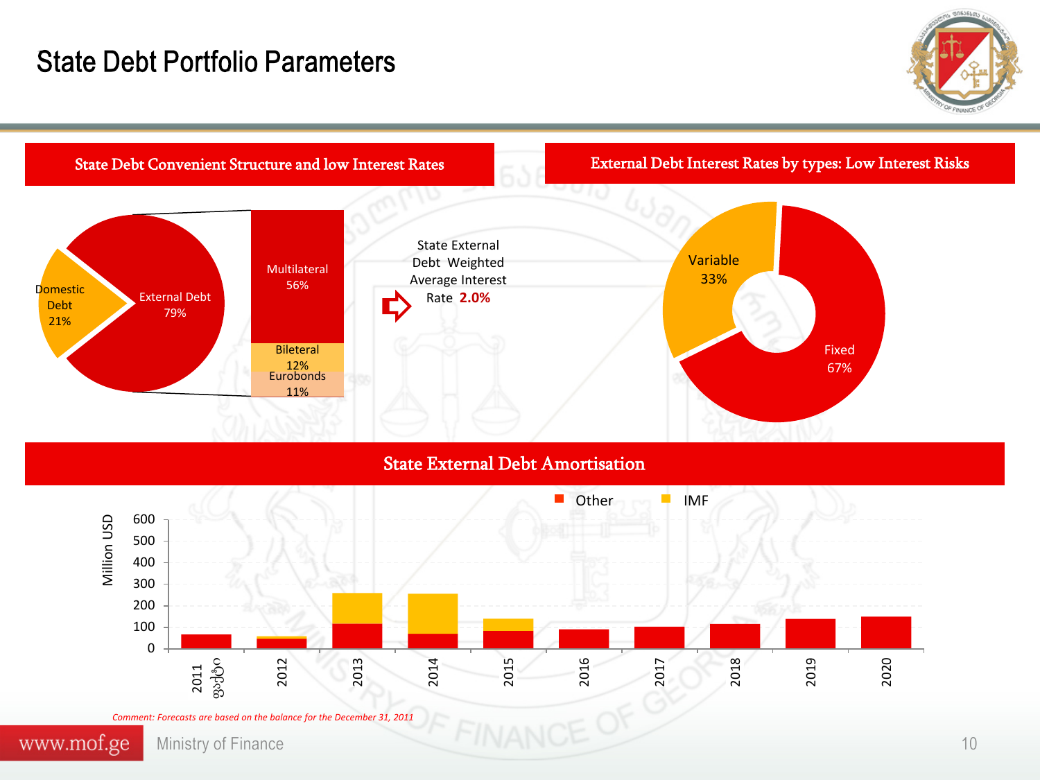# State Debt Portfolio Parameters

## State Debt Convenient Structure and low Interest Rates

- Domestic Debt 21%
- External Debt 79%
  - Multilateral 56%
  - Bileteral 12%
  - Eurobonds 11%

State External Debt Weighted Average Interest Rate **2.0%**

## External Debt Interest Rates by types: Low Interest Risks

- Variable 33%
- Fixed 67%

## State External Debt Amortisation

Million USD

Legend: Other, IMF

Years: 2011 ფაქტი, 2012, 2013, 2014, 2015, 2016, 2017, 2018, 2019, 2020

*Comment: Forecasts are based on the balance for the December 31, 2011*

www.mof.ge Ministry of Finance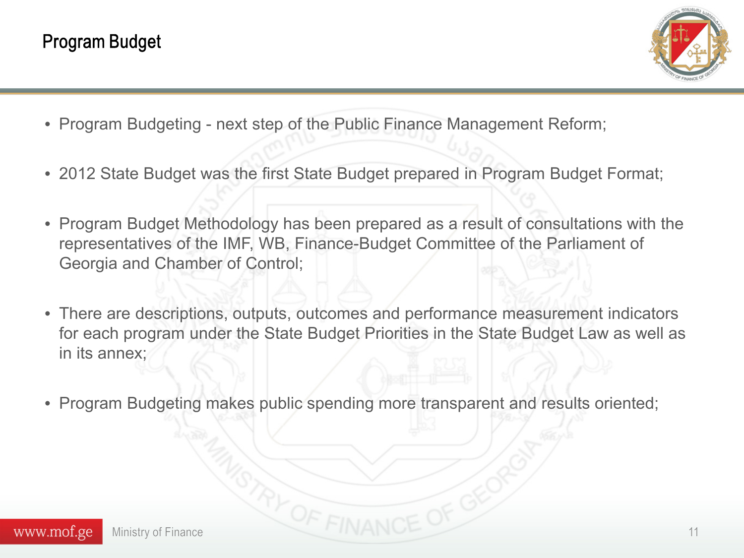# Program Budget

- Program Budgeting - next step of the Public Finance Management Reform;
- 2012 State Budget was the first State Budget prepared in Program Budget Format;
- Program Budget Methodology has been prepared as a result of consultations with the representatives of the IMF, WB, Finance-Budget Committee of the Parliament of Georgia and Chamber of Control;
- There are descriptions, outputs, outcomes and performance measurement indicators for each program under the State Budget Priorities in the State Budget Law as well as in its annex;
- Program Budgeting makes public spending more transparent and results oriented;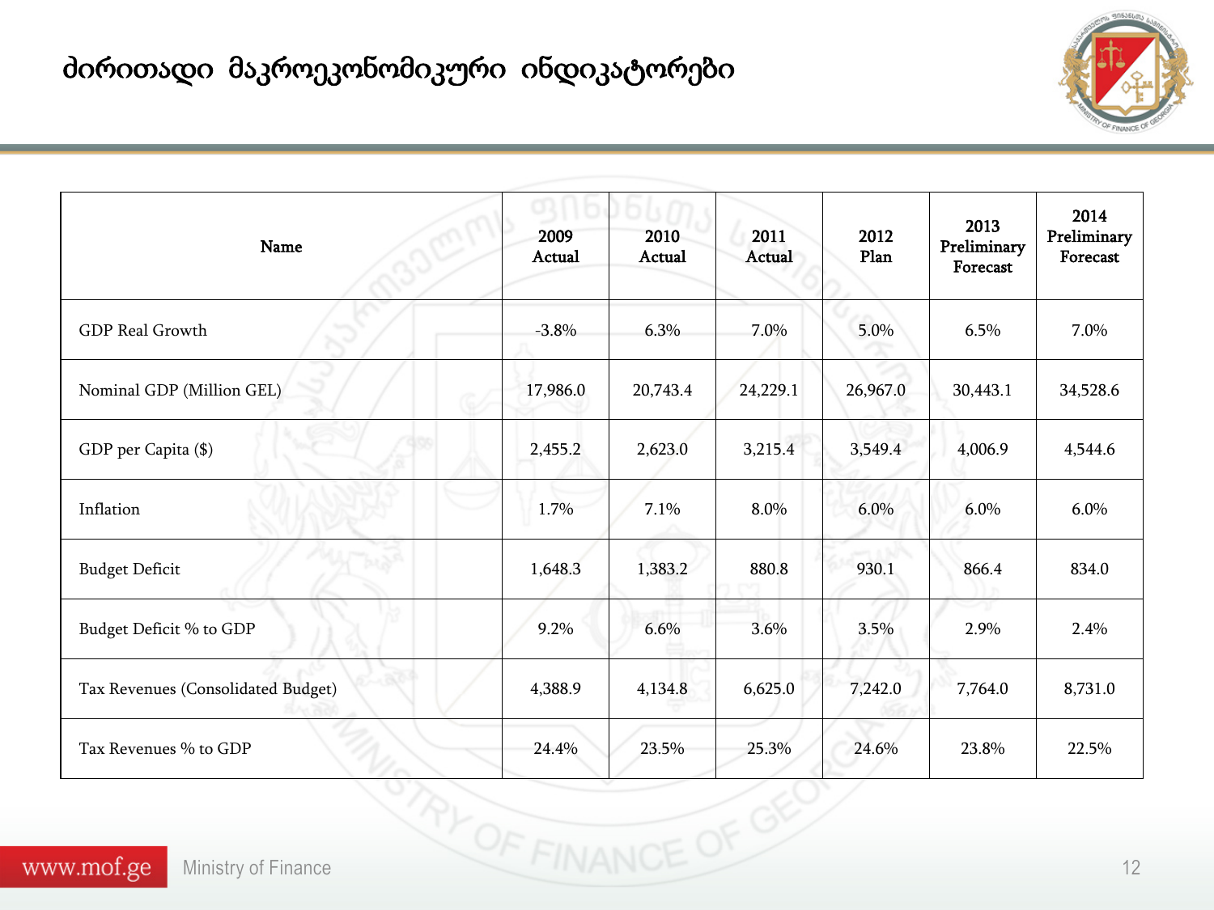# ძირითადი მაკროეკონომიკური ინდიკატორები

| Name | 2009 Actual | 2010 Actual | 2011 Actual | 2012 Plan | 2013 Preliminary Forecast | 2014 Preliminary Forecast |
|---|---|---|---|---|---|---|
| GDP Real Growth | -3.8% | 6.3% | 7.0% | 5.0% | 6.5% | 7.0% |
| Nominal GDP (Million GEL) | 17,986.0 | 20,743.4 | 24,229.1 | 26,967.0 | 30,443.1 | 34,528.6 |
| GDP per Capita ($) | 2,455.2 | 2,623.0 | 3,215.4 | 3,549.4 | 4,006.9 | 4,544.6 |
| Inflation | 1.7% | 7.1% | 8.0% | 6.0% | 6.0% | 6.0% |
| Budget Deficit | 1,648.3 | 1,383.2 | 880.8 | 930.1 | 866.4 | 834.0 |
| Budget Deficit % to GDP | 9.2% | 6.6% | 3.6% | 3.5% | 2.9% | 2.4% |
| Tax Revenues (Consolidated Budget) | 4,388.9 | 4,134.8 | 6,625.0 | 7,242.0 | 7,764.0 | 8,731.0 |
| Tax Revenues % to GDP | 24.4% | 23.5% | 25.3% | 24.6% | 23.8% | 22.5% |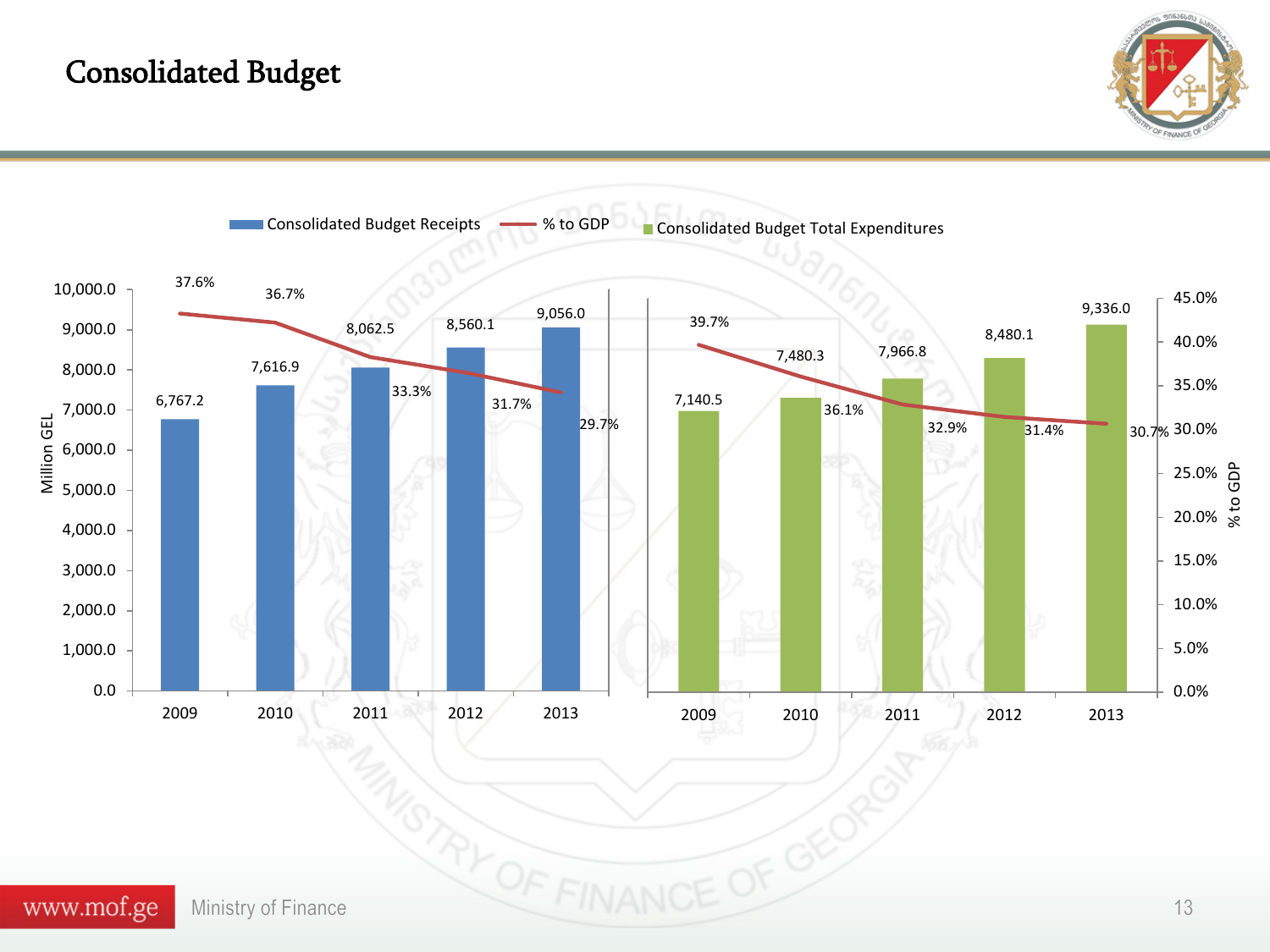# Consolidated Budget

Consolidated Budget Receipts | % to GDP | Consolidated Budget Total Expenditures

| Year | Consolidated Budget Receipts (Million GEL) | % to GDP |
|---|---|---|
| 2009 | 6,767.2 | 37.6% |
| 2010 | 7,616.9 | 36.7% |
| 2011 | 8,062.5 | 33.3% |
| 2012 | 8,560.1 | 31.7% |
| 2013 | 9,056.0 | 29.7% |

| Year | Consolidated Budget Total Expenditures (Million GEL) | % to GDP |
|---|---|---|
| 2009 | 7,140.5 | 39.7% |
| 2010 | 7,480.3 | 36.1% |
| 2011 | 7,966.8 | 32.9% |
| 2012 | 8,480.1 | 31.4% |
| 2013 | 9,336.0 | 30.7% |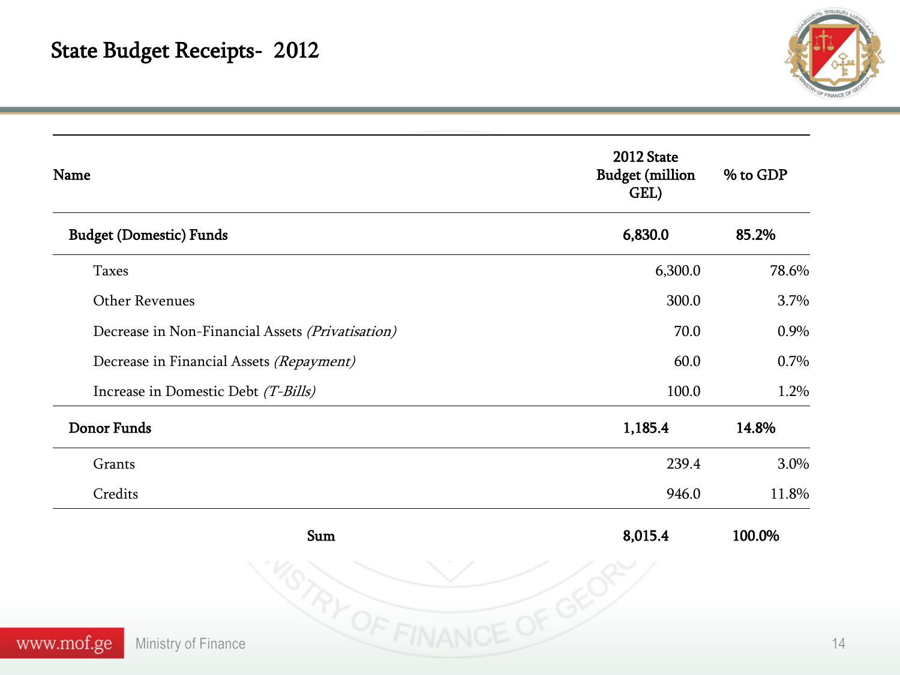# State Budget Receipts- 2012

| Name | 2012 State Budget (million GEL) | % to GDP |
|---|---|---|
| **Budget (Domestic) Funds** | **6,830.0** | **85.2%** |
| Taxes | 6,300.0 | 78.6% |
| Other Revenues | 300.0 | 3.7% |
| Decrease in Non-Financial Assets *(Privatisation)* | 70.0 | 0.9% |
| Decrease in Financial Assets *(Repayment)* | 60.0 | 0.7% |
| Increase in Domestic Debt *(T-Bills)* | 100.0 | 1.2% |
| **Donor Funds** | **1,185.4** | **14.8%** |
| Grants | 239.4 | 3.0% |
| Credits | 946.0 | 11.8% |
| **Sum** | **8,015.4** | **100.0%** |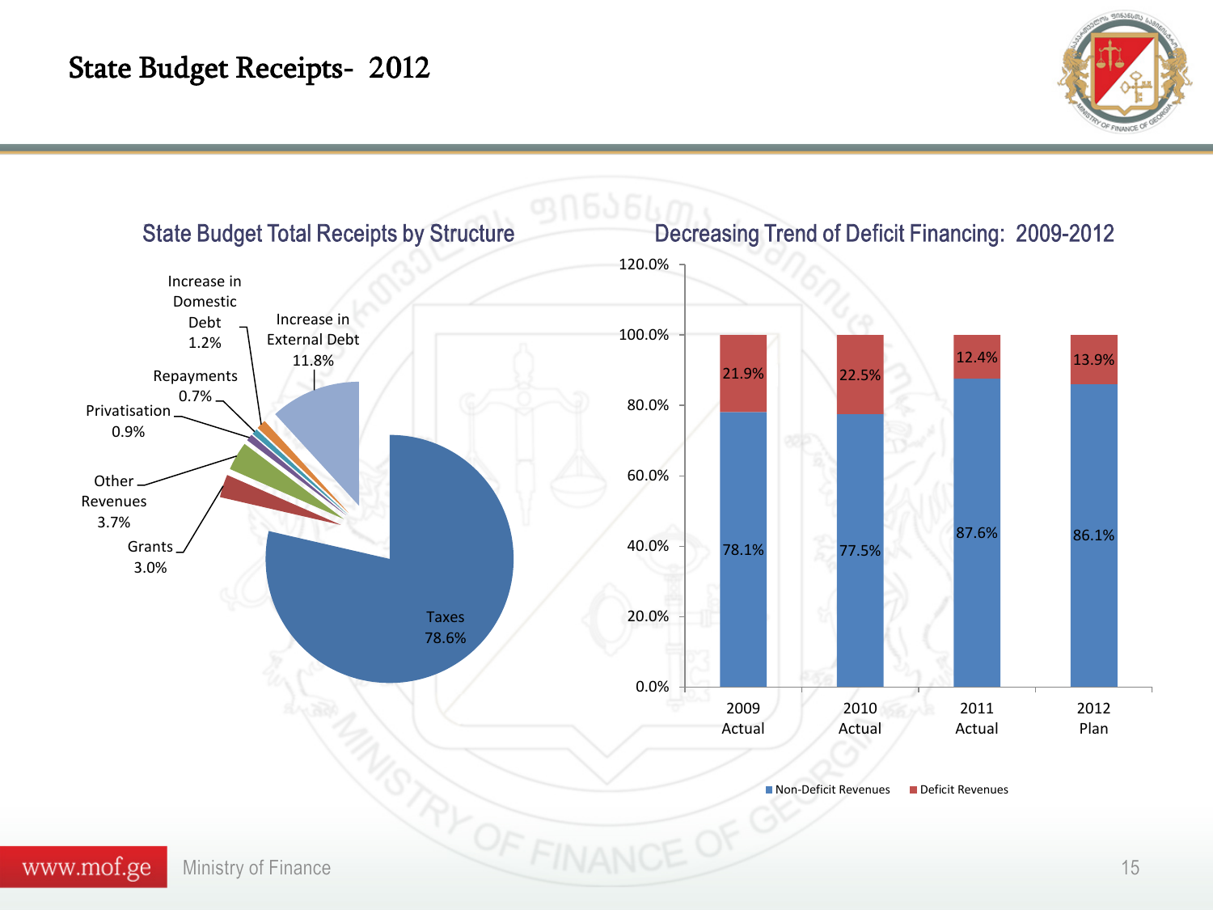# State Budget Receipts- 2012

## State Budget Total Receipts by Structure

| Item | Share |
|---|---|
| Taxes | 78.6% |
| Increase in External Debt | 11.8% |
| Other Revenues | 3.7% |
| Grants | 3.0% |
| Increase in Domestic Debt | 1.2% |
| Privatisation | 0.9% |
| Repayments | 0.7% |

## Decreasing Trend of Deficit Financing: 2009-2012

| | 2009 Actual | 2010 Actual | 2011 Actual | 2012 Plan |
|---|---|---|---|---|
| Non-Deficit Revenues | 78.1% | 77.5% | 87.6% | 86.1% |
| Deficit Revenues | 21.9% | 22.5% | 12.4% | 13.9% |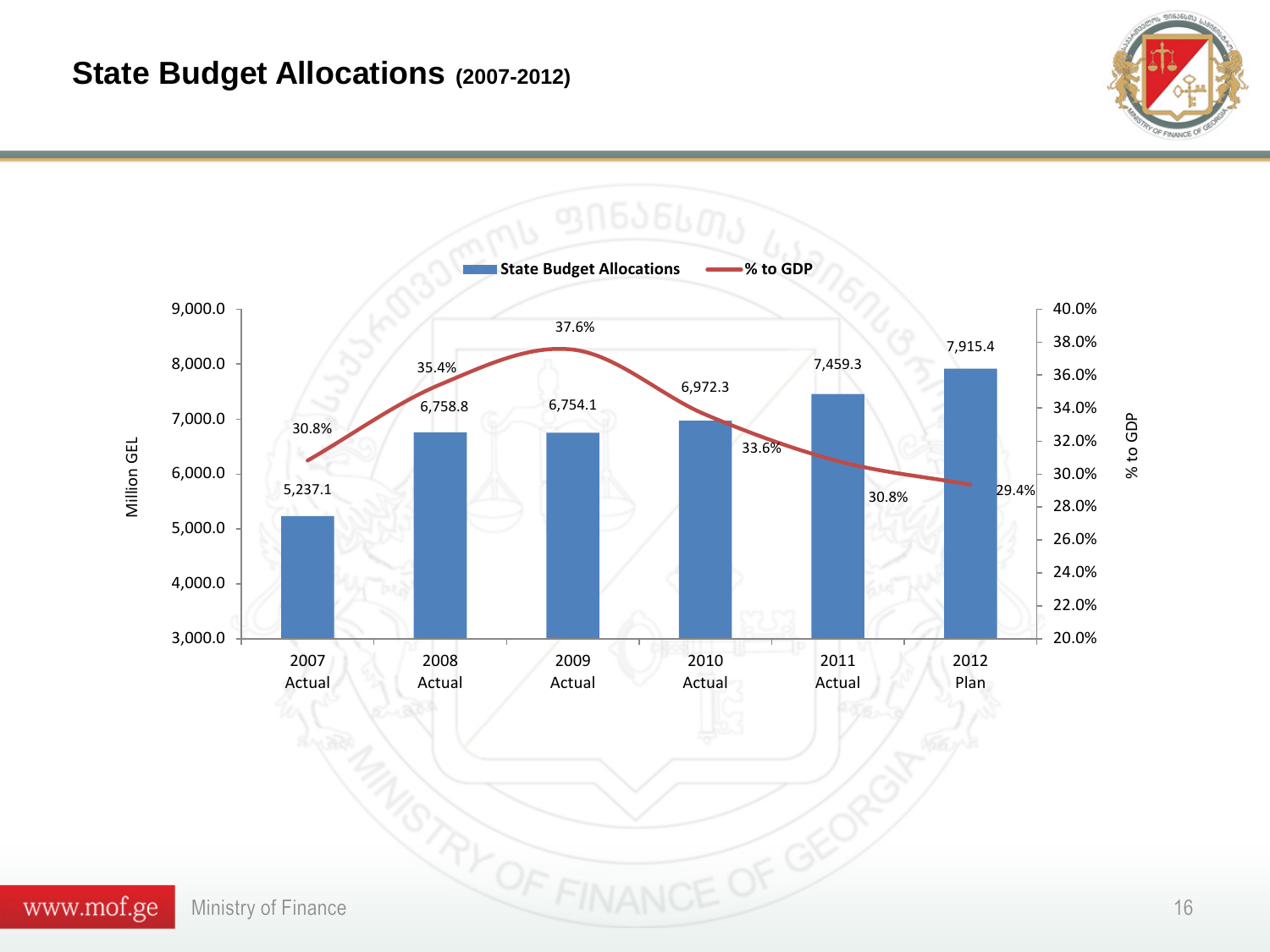# State Budget Allocations (2007-2012)

| Year | State Budget Allocations (Million GEL) | % to GDP |
|---|---|---|
| 2007 Actual | 5,237.1 | 30.8% |
| 2008 Actual | 6,758.8 | 35.4% |
| 2009 Actual | 6,754.1 | 37.6% |
| 2010 Actual | 6,972.3 | 33.6% |
| 2011 Actual | 7,459.3 | 30.8% |
| 2012 Plan | 7,915.4 | 29.4% |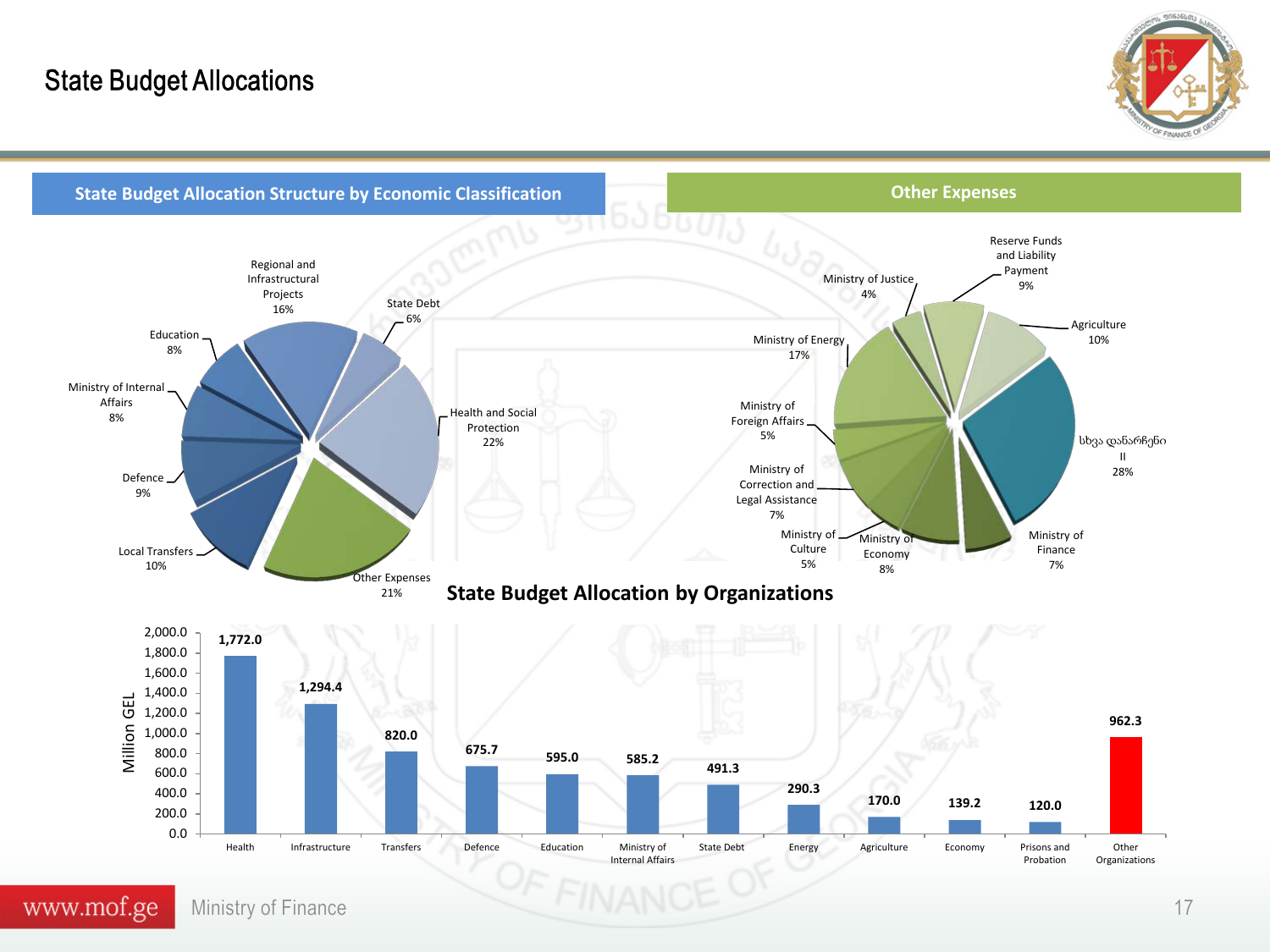# State Budget Allocations

## State Budget Allocation Structure by Economic Classification

| Category | Share |
|---|---|
| Health and Social Protection | 22% |
| Other Expenses | 21% |
| Regional and Infrastructural Projects | 16% |
| Local Transfers | 10% |
| Defence | 9% |
| Ministry of Internal Affairs | 8% |
| Education | 8% |
| State Debt | 6% |

## Other Expenses

| Category | Share |
|---|---|
| სხვა დანარჩენი II | 28% |
| Ministry of Energy | 17% |
| Agriculture | 10% |
| Reserve Funds and Liability Payment | 9% |
| Ministry of Economy | 8% |
| Ministry of Finance | 7% |
| Ministry of Correction and Legal Assistance | 7% |
| Ministry of Foreign Affairs | 5% |
| Ministry of Culture | 5% |
| Ministry of Justice | 4% |

## State Budget Allocation by Organizations

Million GEL

| Organization | Million GEL |
|---|---|
| Health | 1,772.0 |
| Infrastructure | 1,294.4 |
| Transfers | 820.0 |
| Defence | 675.7 |
| Education | 595.0 |
| Ministry of Internal Affairs | 585.2 |
| State Debt | 491.3 |
| Energy | 290.3 |
| Agriculture | 170.0 |
| Economy | 139.2 |
| Prisons and Probation | 120.0 |
| Other Organizations | 962.3 |

www.mof.ge Ministry of Finance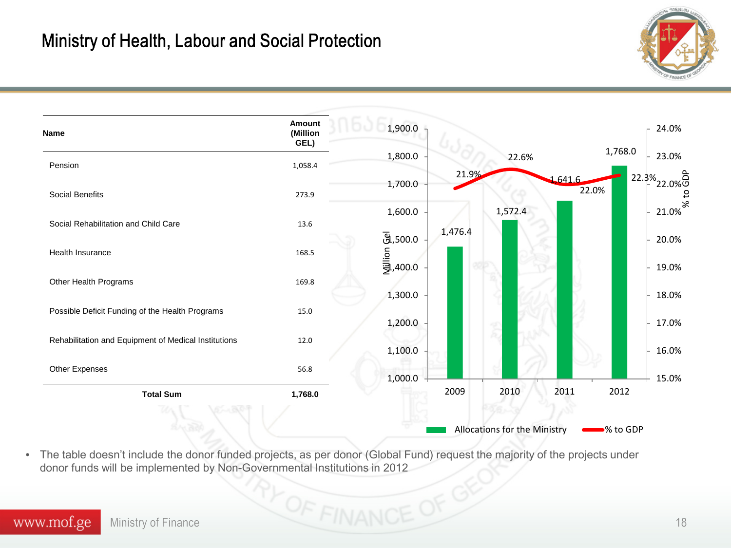# Ministry of Health, Labour and Social Protection

| Name | Amount (Million GEL) |
|---|---|
| Pension | 1,058.4 |
| Social Benefits | 273.9 |
| Social Rehabilitation and Child Care | 13.6 |
| Health Insurance | 168.5 |
| Other Health Programs | 169.8 |
| Possible Deficit Funding of the Health Programs | 15.0 |
| Rehabilitation and Equipment of Medical Institutions | 12.0 |
| Other Expenses | 56.8 |
| **Total Sum** | **1,768.0** |

| Year | Allocations for the Ministry (Million Gel) | % to GDP |
|---|---|---|
| 2009 | 1,476.4 | 21.9% |
| 2010 | 1,572.4 | 22.6% |
| 2011 | 1,641.6 | 22.0% |
| 2012 | 1,768.0 | 22.3% |

- The table doesn't include the donor funded projects, as per donor (Global Fund) request the majority of the projects under donor funds will be implemented by Non-Governmental Institutions in 2012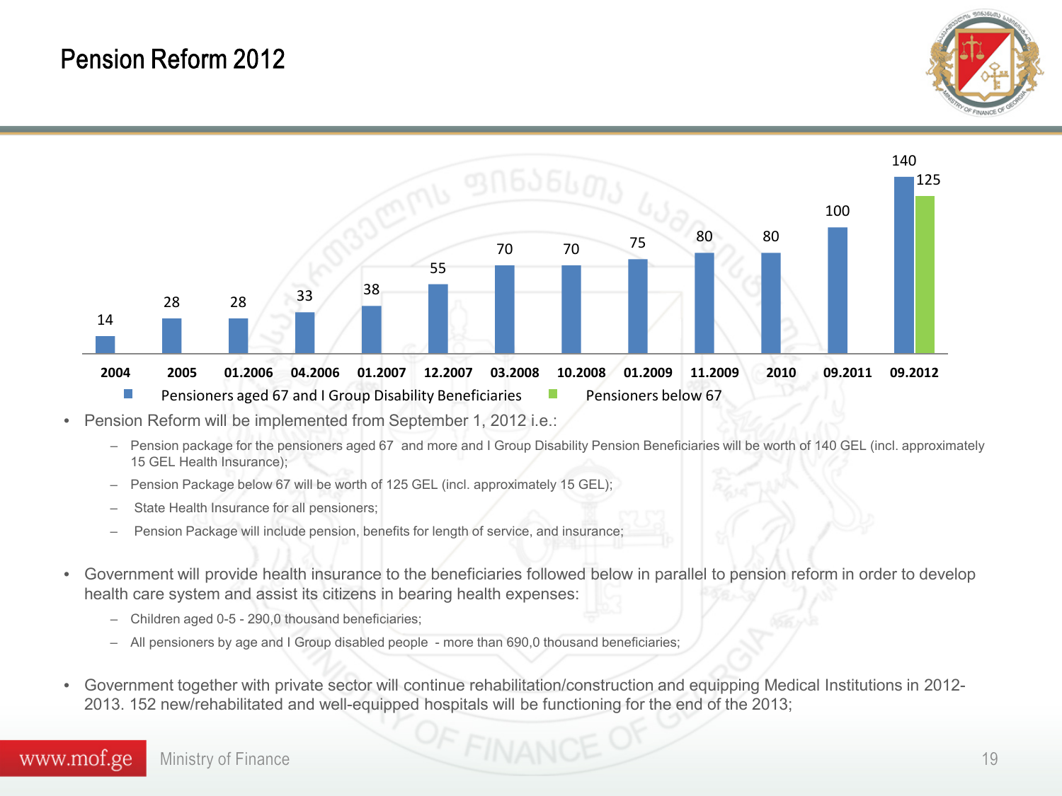# Pension Reform 2012

| Period | Pensioners aged 67 and I Group Disability Beneficiaries | Pensioners below 67 |
|---|---|---|
| 2004 | 14 | |
| 2005 | 28 | |
| 01.2006 | 28 | |
| 04.2006 | 33 | |
| 01.2007 | 38 | |
| 12.2007 | 55 | |
| 03.2008 | 70 | |
| 10.2008 | 70 | |
| 01.2009 | 75 | |
| 11.2009 | 80 | |
| 2010 | 80 | |
| 09.2011 | 100 | |
| 09.2012 | 140 | 125 |

- Pension Reform will be implemented from September 1, 2012 i.e.:
  - Pension package for the pensioners aged 67 and more and I Group Disability Pension Beneficiaries will be worth of 140 GEL (incl. approximately 15 GEL Health Insurance);
  - Pension Package below 67 will be worth of 125 GEL (incl. approximately 15 GEL);
  - State Health Insurance for all pensioners;
  - Pension Package will include pension, benefits for length of service, and insurance;

- Government will provide health insurance to the beneficiaries followed below in parallel to pension reform in order to develop health care system and assist its citizens in bearing health expenses:
  - Children aged 0-5 - 290,0 thousand beneficiaries;
  - All pensioners by age and I Group disabled people - more than 690,0 thousand beneficiaries;

- Government together with private sector will continue rehabilitation/construction and equipping Medical Institutions in 2012-2013. 152 new/rehabilitated and well-equipped hospitals will be functioning for the end of the 2013;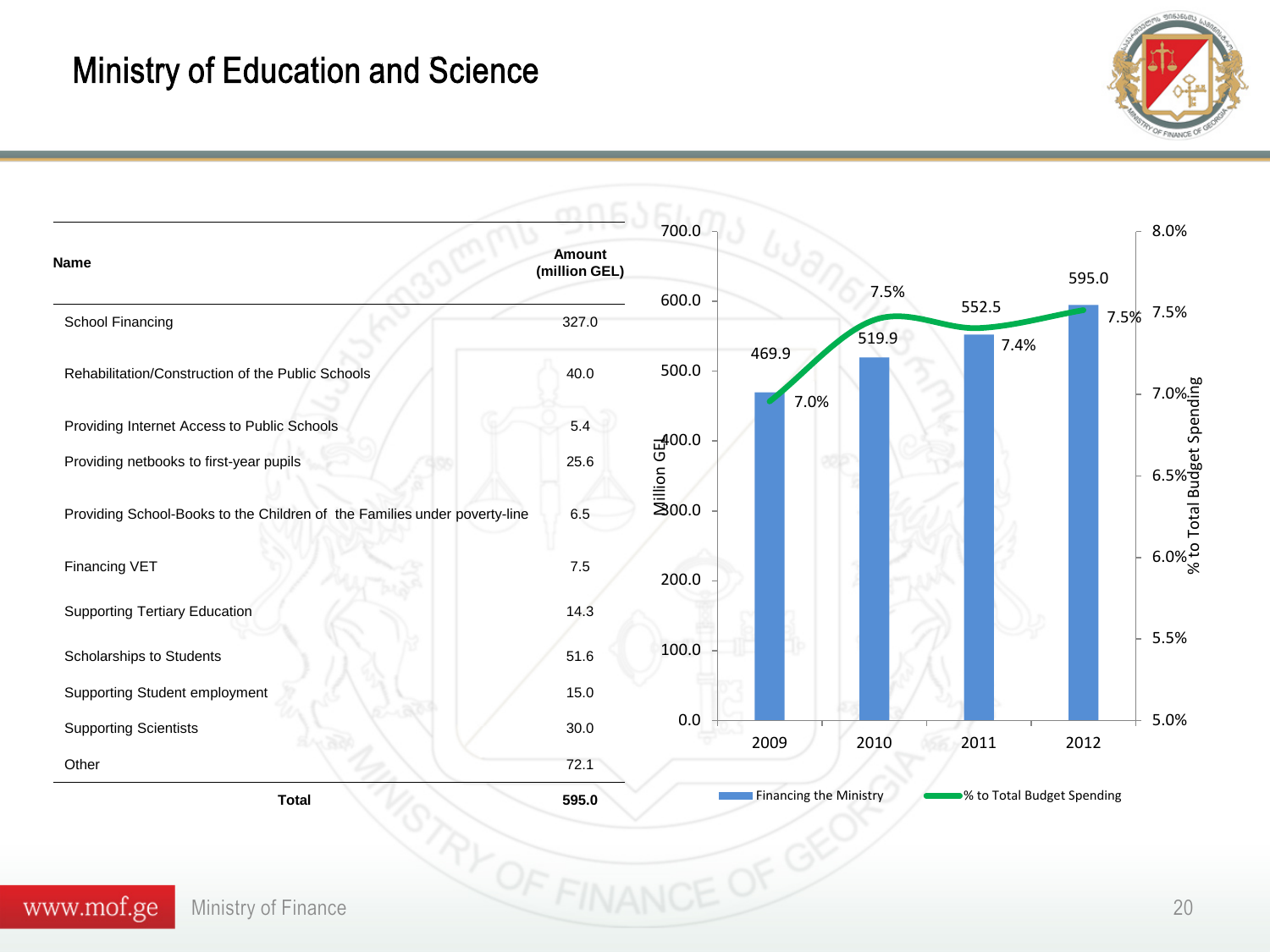# Ministry of Education and Science

| Name | Amount (million GEL) |
|---|---|
| School Financing | 327.0 |
| Rehabilitation/Construction of the Public Schools | 40.0 |
| Providing Internet Access to Public Schools | 5.4 |
| Providing netbooks to first-year pupils | 25.6 |
| Providing School-Books to the Children of the Families under poverty-line | 6.5 |
| Financing VET | 7.5 |
| Supporting Tertiary Education | 14.3 |
| Scholarships to Students | 51.6 |
| Supporting Student employment | 15.0 |
| Supporting Scientists | 30.0 |
| Other | 72.1 |
| **Total** | **595.0** |

| Year | Financing the Ministry (Million GEL) | % to Total Budget Spending |
|---|---|---|
| 2009 | 469.9 | 7.0% |
| 2010 | 519.9 | 7.5% |
| 2011 | 552.5 | 7.4% |
| 2012 | 595.0 | 7.5% |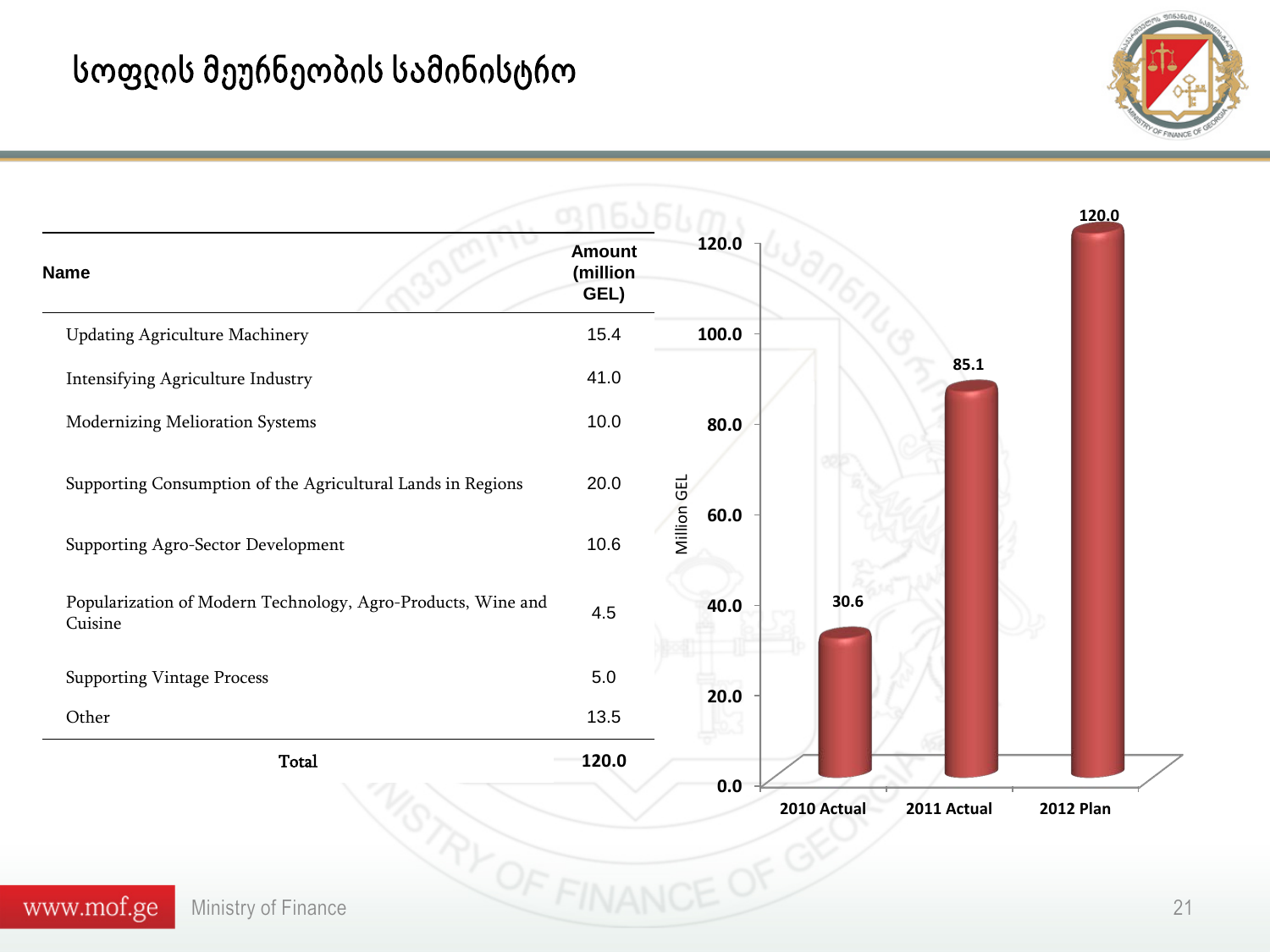# სოფლის მეურნეობის სამინისტრო

| Name | Amount (million GEL) |
|---|---|
| Updating Agriculture Machinery | 15.4 |
| Intensifying Agriculture Industry | 41.0 |
| Modernizing Melioration Systems | 10.0 |
| Supporting Consumption of the Agricultural Lands in Regions | 20.0 |
| Supporting Agro-Sector Development | 10.6 |
| Popularization of Modern Technology, Agro-Products, Wine and Cuisine | 4.5 |
| Supporting Vintage Process | 5.0 |
| Other | 13.5 |
| **Total** | **120.0** |

| | Million GEL |
|---|---|
| 2010 Actual | 30.6 |
| 2011 Actual | 85.1 |
| 2012 Plan | 120.0 |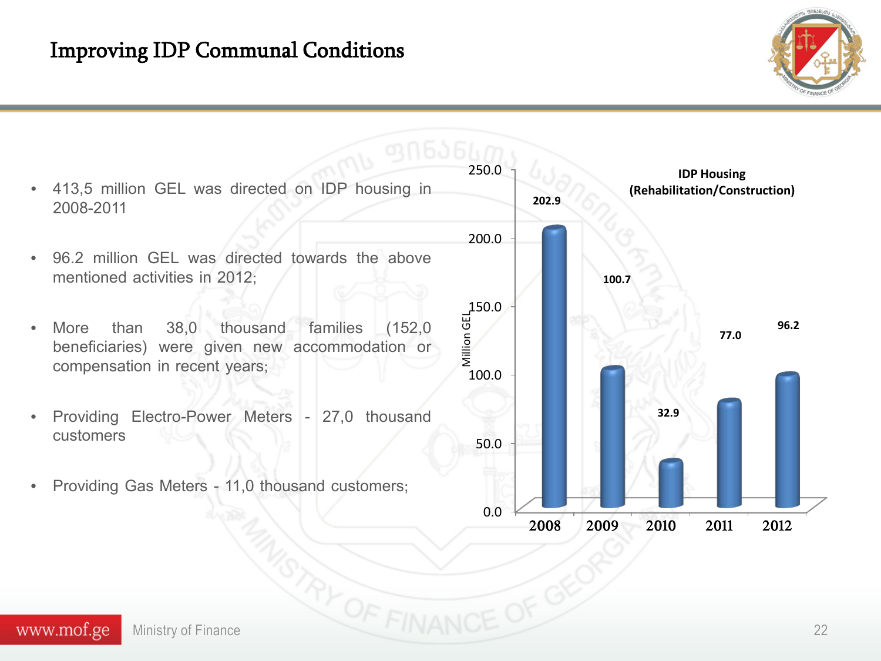# Improving IDP Communal Conditions

- 413,5 million GEL was directed on IDP housing in 2008-2011
- 96.2 million GEL was directed towards the above mentioned activities in 2012;
- More than 38,0 thousand families (152,0 beneficiaries) were given new accommodation or compensation in recent years;
- Providing Electro-Power Meters - 27,0 thousand customers
- Providing Gas Meters - 11,0 thousand customers;

**IDP Housing (Rehabilitation/Construction)**

| Year | Million GEL |
| --- | --- |
| 2008 | 202.9 |
| 2009 | 100.7 |
| 2010 | 32.9 |
| 2011 | 77.0 |
| 2012 | 96.2 |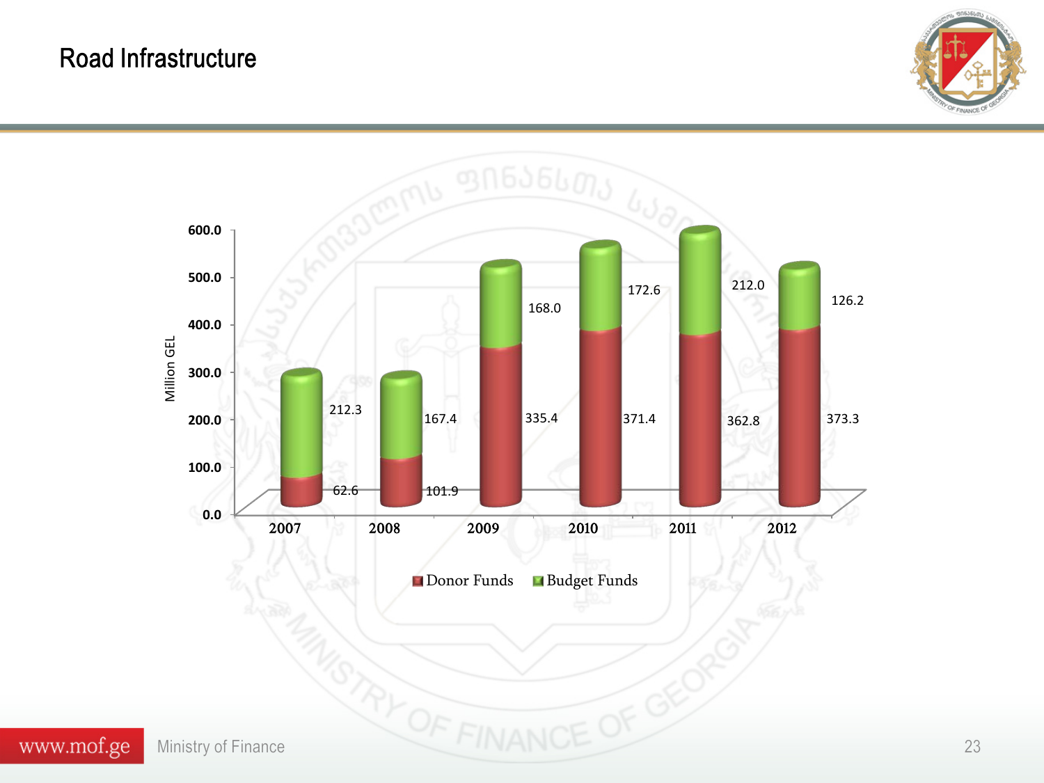# Road Infrastructure

| Year | Donor Funds | Budget Funds |
|---|---|---|
| 2007 | 62.6 | 212.3 |
| 2008 | 101.9 | 167.4 |
| 2009 | 335.4 | 168.0 |
| 2010 | 371.4 | 172.6 |
| 2011 | 362.8 | 212.0 |
| 2012 | 373.3 | 126.2 |

Million GEL

www.mof.ge Ministry of Finance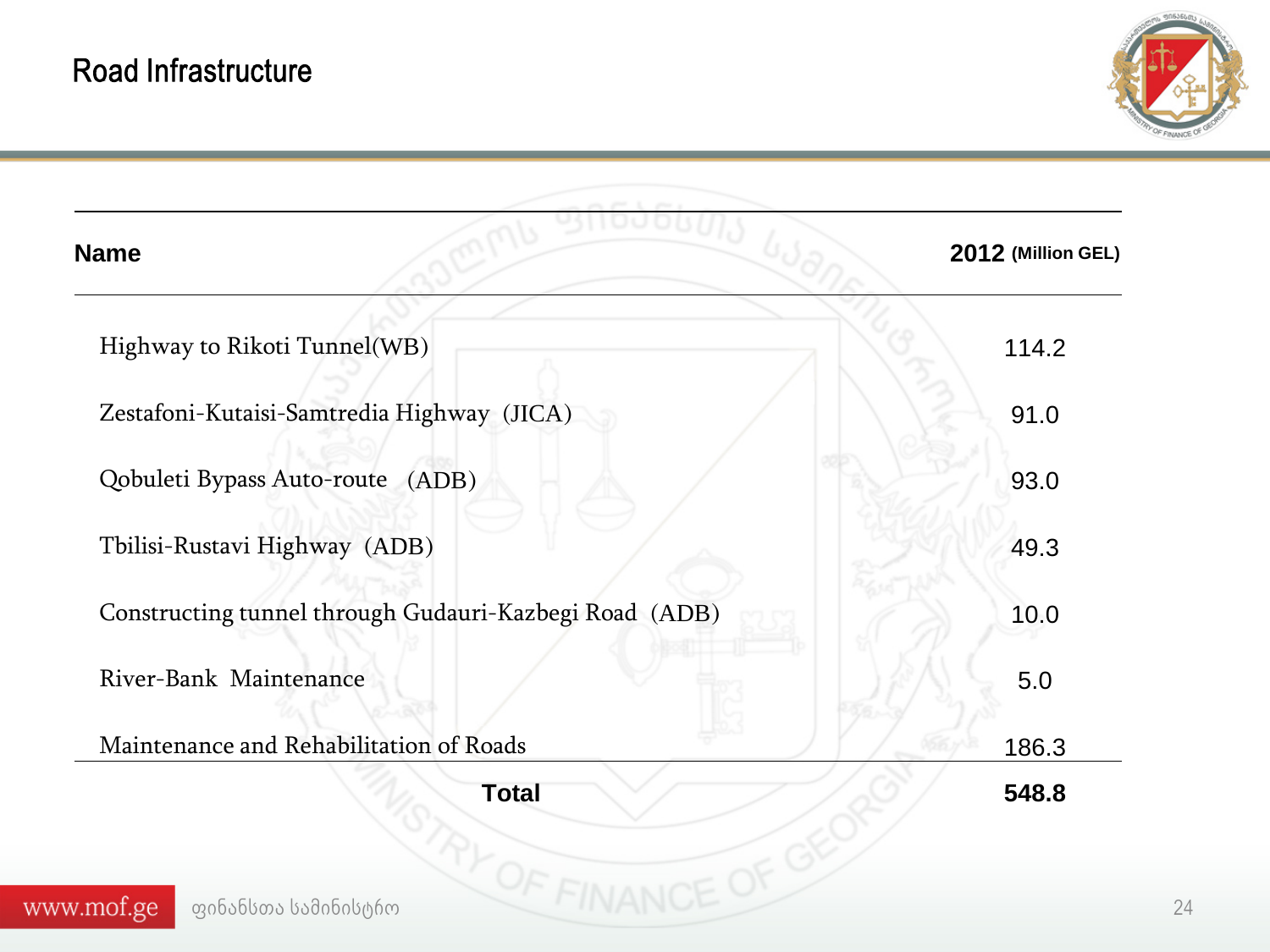# Road Infrastructure

| Name | 2012 (Million GEL) |
| --- | --- |
| Highway to Rikoti Tunnel(WB) | 114.2 |
| Zestafoni-Kutaisi-Samtredia Highway (JICA) | 91.0 |
| Qobuleti Bypass Auto-route (ADB) | 93.0 |
| Tbilisi-Rustavi Highway (ADB) | 49.3 |
| Constructing tunnel through Gudauri-Kazbegi Road (ADB) | 10.0 |
| River-Bank Maintenance | 5.0 |
| Maintenance and Rehabilitation of Roads | 186.3 |
| **Total** | **548.8** |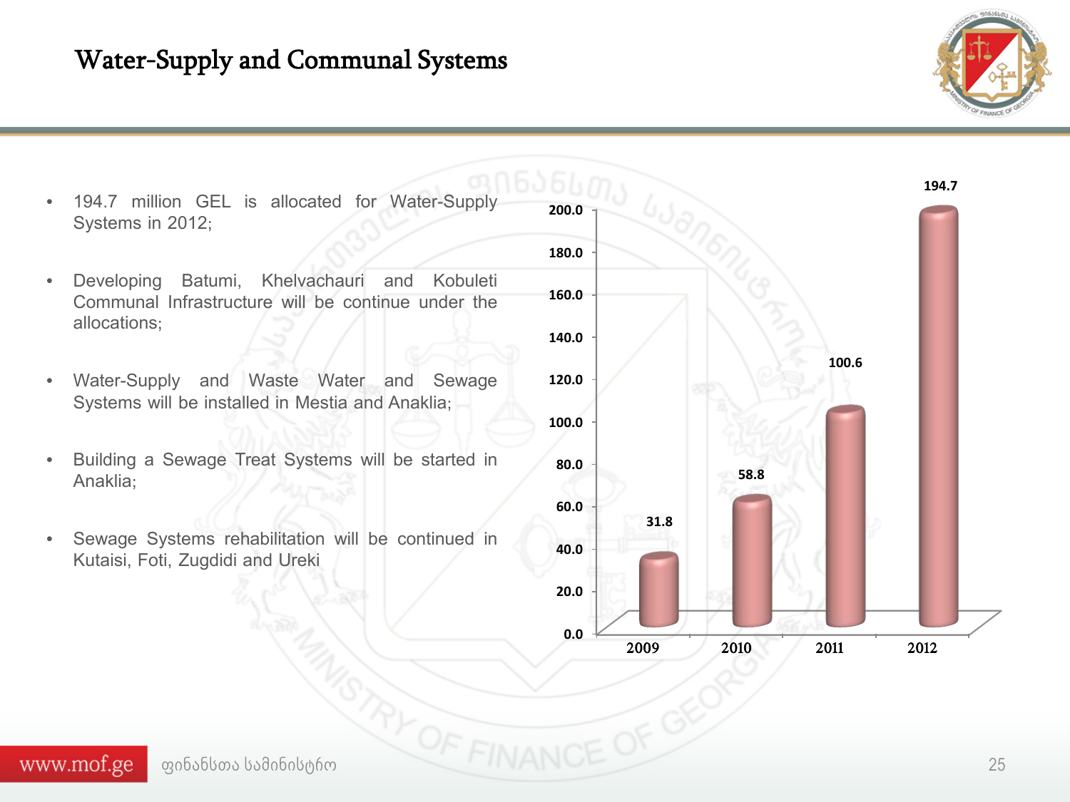# Water-Supply and Communal Systems

- 194.7 million GEL is allocated for Water-Supply Systems in 2012;
- Developing Batumi, Khelvachauri and Kobuleti Communal Infrastructure will be continue under the allocations;
- Water-Supply and Waste Water and Sewage Systems will be installed in Mestia and Anaklia;
- Building a Sewage Treat Systems will be started in Anaklia;
- Sewage Systems rehabilitation will be continued in Kutaisi, Foti, Zugdidi and Ureki

| Year | Amount |
|---|---|
| 2009 | 31.8 |
| 2010 | 58.8 |
| 2011 | 100.6 |
| 2012 | 194.7 |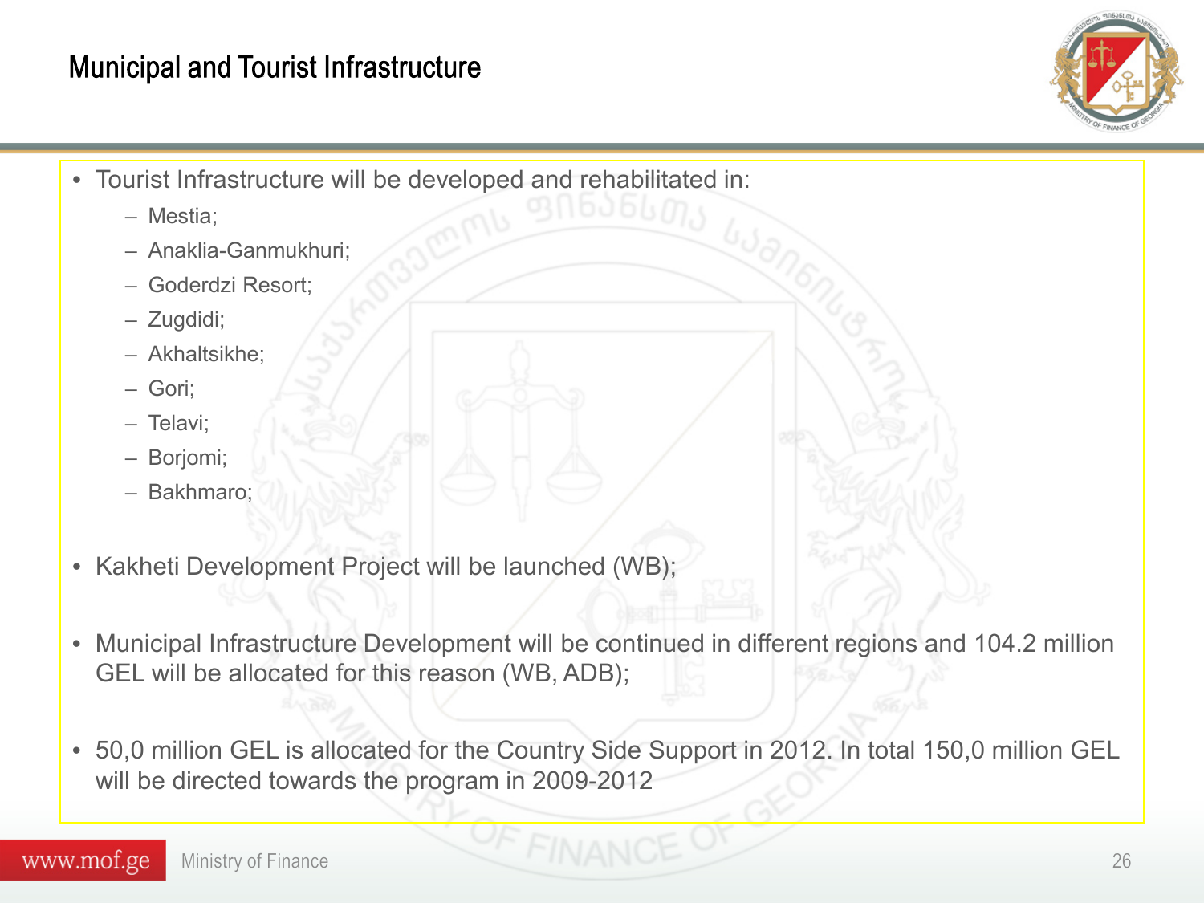# Municipal and Tourist Infrastructure

- Tourist Infrastructure will be developed and rehabilitated in:
  - Mestia;
  - Anaklia-Ganmukhuri;
  - Goderdzi Resort;
  - Zugdidi;
  - Akhaltsikhe;
  - Gori;
  - Telavi;
  - Borjomi;
  - Bakhmaro;

- Kakheti Development Project will be launched (WB);

- Municipal Infrastructure Development will be continued in different regions and 104.2 million GEL will be allocated for this reason (WB, ADB);

- 50,0 million GEL is allocated for the Country Side Support in 2012. In total 150,0 million GEL will be directed towards the program in 2009-2012